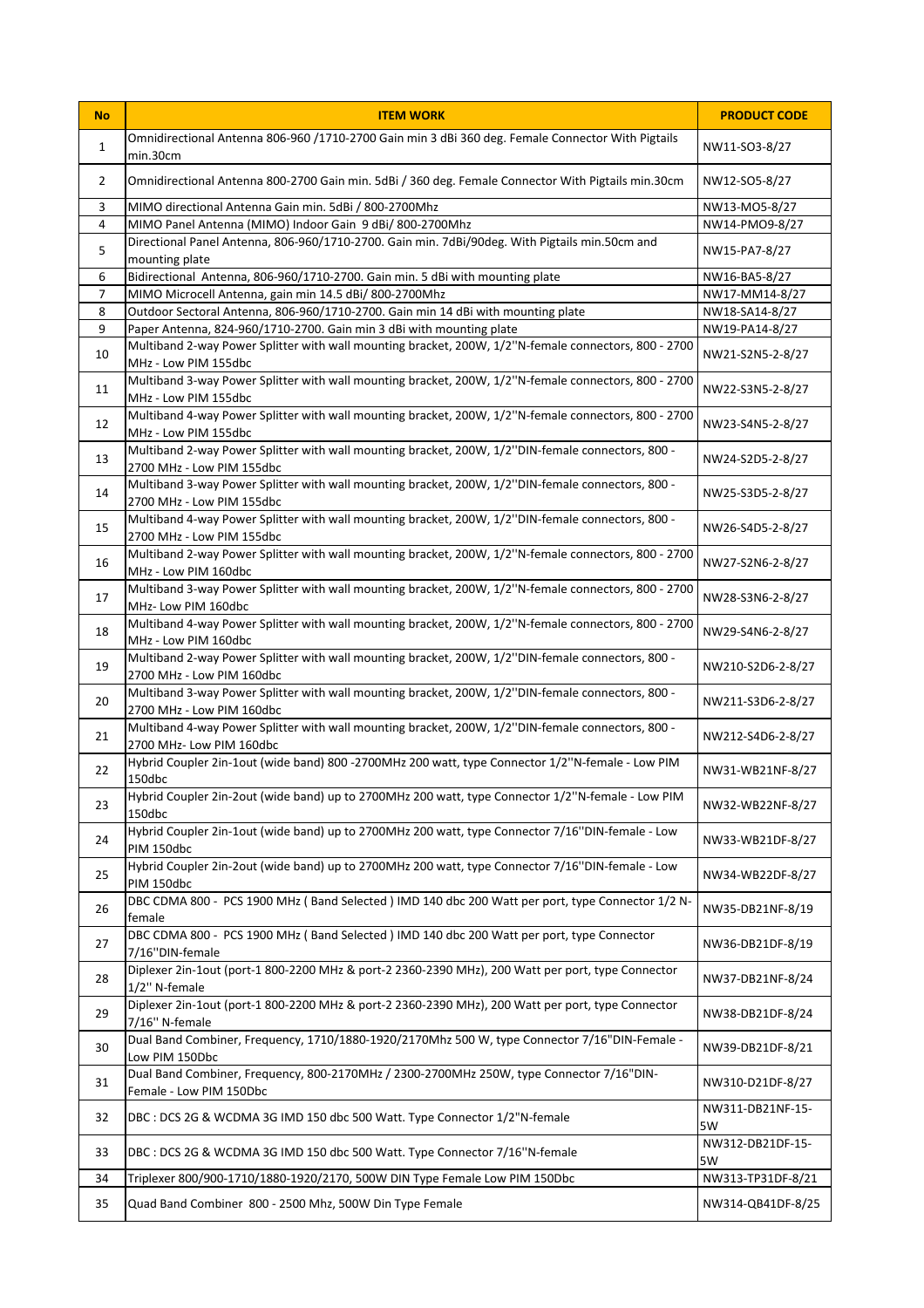| No | ITEM WORK | PRODUCT CODE |
|---|---|---|
| 1 | Omnidirectional Antenna 806-960 /1710-2700 Gain min 3 dBi 360 deg. Female Connector With Pigtails min.30cm | NW11-SO3-8/27 |
| 2 | Omnidirectional Antenna 800-2700 Gain min. 5dBi / 360 deg. Female Connector With Pigtails min.30cm | NW12-SO5-8/27 |
| 3 | MIMO directional Antenna Gain min. 5dBi / 800-2700Mhz | NW13-MO5-8/27 |
| 4 | MIMO Panel Antenna (MIMO) Indoor Gain 9 dBi/ 800-2700Mhz | NW14-PMO9-8/27 |
| 5 | Directional Panel Antenna, 806-960/1710-2700. Gain min. 7dBi/90deg. With Pigtails min.50cm and mounting plate | NW15-PA7-8/27 |
| 6 | Bidirectional Antenna, 806-960/1710-2700. Gain min. 5 dBi with mounting plate | NW16-BA5-8/27 |
| 7 | MIMO Microcell Antenna, gain min 14.5 dBi/ 800-2700Mhz | NW17-MM14-8/27 |
| 8 | Outdoor Sectoral Antenna, 806-960/1710-2700. Gain min 14 dBi with mounting plate | NW18-SA14-8/27 |
| 9 | Paper Antenna, 824-960/1710-2700. Gain min 3 dBi with mounting plate | NW19-PA14-8/27 |
| 10 | Multiband 2-way Power Splitter with wall mounting bracket, 200W, 1/2"N-female connectors, 800 - 2700 MHz - Low PIM 155dbc | NW21-S2N5-2-8/27 |
| 11 | Multiband 3-way Power Splitter with wall mounting bracket, 200W, 1/2"N-female connectors, 800 - 2700 MHz - Low PIM 155dbc | NW22-S3N5-2-8/27 |
| 12 | Multiband 4-way Power Splitter with wall mounting bracket, 200W, 1/2"N-female connectors, 800 - 2700 MHz - Low PIM 155dbc | NW23-S4N5-2-8/27 |
| 13 | Multiband 2-way Power Splitter with wall mounting bracket, 200W, 1/2"DIN-female connectors, 800 - 2700 MHz - Low PIM 155dbc | NW24-S2D5-2-8/27 |
| 14 | Multiband 3-way Power Splitter with wall mounting bracket, 200W, 1/2"DIN-female connectors, 800 - 2700 MHz - Low PIM 155dbc | NW25-S3D5-2-8/27 |
| 15 | Multiband 4-way Power Splitter with wall mounting bracket, 200W, 1/2"DIN-female connectors, 800 - 2700 MHz - Low PIM 155dbc | NW26-S4D5-2-8/27 |
| 16 | Multiband 2-way Power Splitter with wall mounting bracket, 200W, 1/2"N-female connectors, 800 - 2700 MHz - Low PIM 160dbc | NW27-S2N6-2-8/27 |
| 17 | Multiband 3-way Power Splitter with wall mounting bracket, 200W, 1/2"N-female connectors, 800 - 2700 MHz- Low PIM 160dbc | NW28-S3N6-2-8/27 |
| 18 | Multiband 4-way Power Splitter with wall mounting bracket, 200W, 1/2"N-female connectors, 800 - 2700 MHz - Low PIM 160dbc | NW29-S4N6-2-8/27 |
| 19 | Multiband 2-way Power Splitter with wall mounting bracket, 200W, 1/2"DIN-female connectors, 800 - 2700 MHz - Low PIM 160dbc | NW210-S2D6-2-8/27 |
| 20 | Multiband 3-way Power Splitter with wall mounting bracket, 200W, 1/2"DIN-female connectors, 800 - 2700 MHz - Low PIM 160dbc | NW211-S3D6-2-8/27 |
| 21 | Multiband 4-way Power Splitter with wall mounting bracket, 200W, 1/2"DIN-female connectors, 800 - 2700 MHz- Low PIM 160dbc | NW212-S4D6-2-8/27 |
| 22 | Hybrid Coupler 2in-1out (wide band) 800 -2700MHz 200 watt, type Connector 1/2"N-female - Low PIM 150dbc | NW31-WB21NF-8/27 |
| 23 | Hybrid Coupler 2in-2out (wide band) up to 2700MHz 200 watt, type Connector 1/2"N-female - Low PIM 150dbc | NW32-WB22NF-8/27 |
| 24 | Hybrid Coupler 2in-1out (wide band) up to 2700MHz 200 watt, type Connector 7/16"DIN-female - Low PIM 150dbc | NW33-WB21DF-8/27 |
| 25 | Hybrid Coupler 2in-2out (wide band) up to 2700MHz 200 watt, type Connector 7/16"DIN-female - Low PIM 150dbc | NW34-WB22DF-8/27 |
| 26 | DBC CDMA 800 - PCS 1900 MHz ( Band Selected ) IMD 140 dbc 200 Watt per port, type Connector 1/2 N-female | NW35-DB21NF-8/19 |
| 27 | DBC CDMA 800 - PCS 1900 MHz ( Band Selected ) IMD 140 dbc 200 Watt per port, type Connector 7/16"DIN-female | NW36-DB21DF-8/19 |
| 28 | Diplexer 2in-1out (port-1 800-2200 MHz & port-2 2360-2390 MHz), 200 Watt per port, type Connector 1/2" N-female | NW37-DB21NF-8/24 |
| 29 | Diplexer 2in-1out (port-1 800-2200 MHz & port-2 2360-2390 MHz), 200 Watt per port, type Connector 7/16" N-female | NW38-DB21DF-8/24 |
| 30 | Dual Band Combiner, Frequency, 1710/1880-1920/2170Mhz 500 W, type Connector 7/16"DIN-Female - Low PIM 150Dbc | NW39-DB21DF-8/21 |
| 31 | Dual Band Combiner, Frequency, 800-2170MHz / 2300-2700MHz 250W, type Connector 7/16"DIN-Female - Low PIM 150Dbc | NW310-D21DF-8/27 |
| 32 | DBC : DCS 2G & WCDMA 3G IMD 150 dbc 500 Watt. Type Connector 1/2"N-female | NW311-DB21NF-15-5W |
| 33 | DBC : DCS 2G & WCDMA 3G IMD 150 dbc 500 Watt. Type Connector 7/16"N-female | NW312-DB21DF-15-5W |
| 34 | Triplexer 800/900-1710/1880-1920/2170, 500W DIN Type Female Low PIM 150Dbc | NW313-TP31DF-8/21 |
| 35 | Quad Band Combiner 800 - 2500 Mhz, 500W Din Type Female | NW314-QB41DF-8/25 |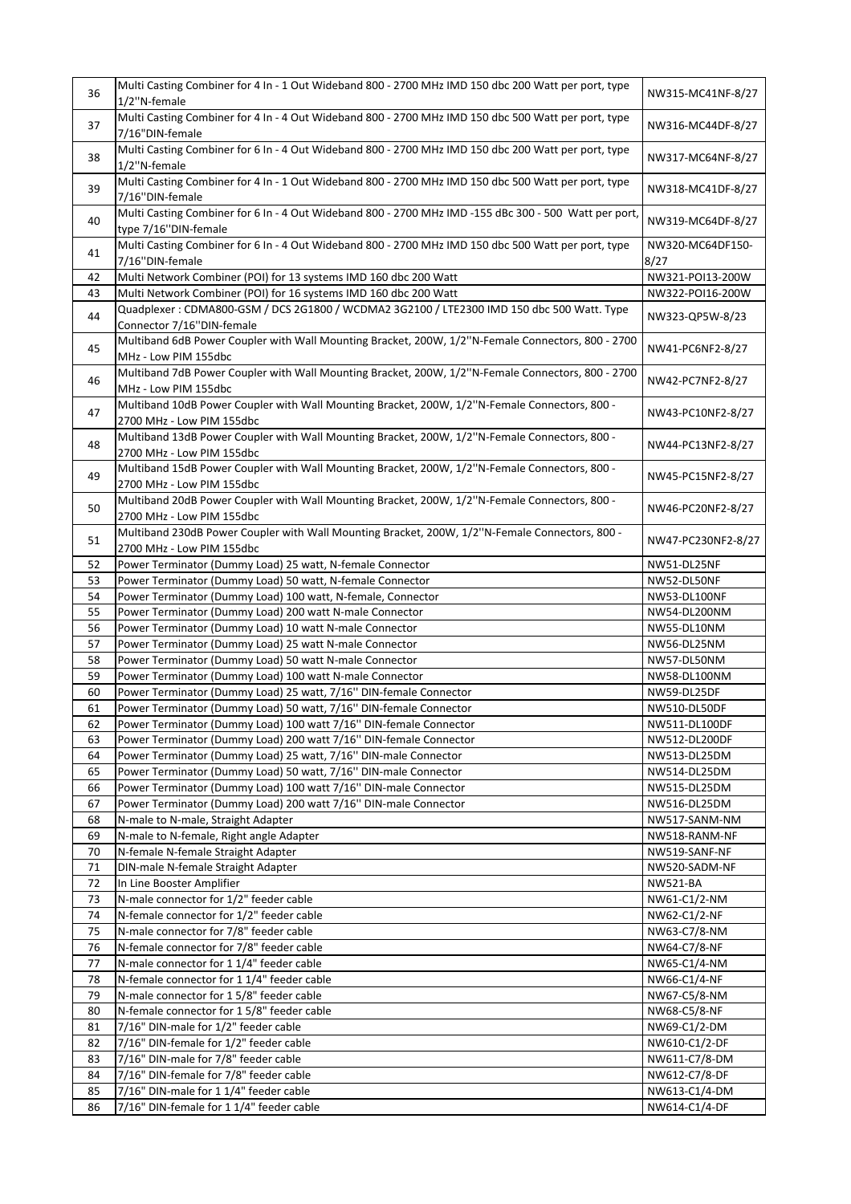| 36 | Multi Casting Combiner for 4 In - 1 Out Wideband 800 - 2700 MHz IMD 150 dbc 200 Watt per port, type 1/2''N-female | NW315-MC41NF-8/27 |
|---|---|---|
| 37 | Multi Casting Combiner for 4 In - 4 Out Wideband 800 - 2700 MHz IMD 150 dbc 500 Watt per port, type 7/16''DIN-female | NW316-MC44DF-8/27 |
| 38 | Multi Casting Combiner for 6 In - 4 Out Wideband 800 - 2700 MHz IMD 150 dbc 200 Watt per port, type 1/2''N-female | NW317-MC64NF-8/27 |
| 39 | Multi Casting Combiner for 4 In - 1 Out Wideband 800 - 2700 MHz IMD 150 dbc 500 Watt per port, type 7/16''DIN-female | NW318-MC41DF-8/27 |
| 40 | Multi Casting Combiner for 6 In - 4 Out Wideband 800 - 2700 MHz IMD -155 dBc 300 - 500 Watt per port, type 7/16''DIN-female | NW319-MC64DF-8/27 |
| 41 | Multi Casting Combiner for 6 In - 4 Out Wideband 800 - 2700 MHz IMD 150 dbc 500 Watt per port, type 7/16''DIN-female | NW320-MC64DF150-8/27 |
| 42 | Multi Network Combiner (POI) for 13 systems IMD 160 dbc 200 Watt | NW321-POI13-200W |
| 43 | Multi Network Combiner (POI) for 16 systems IMD 160 dbc 200 Watt | NW322-POI16-200W |
| 44 | Quadplexer : CDMA800-GSM / DCS 2G1800 / WCDMA2 3G2100 / LTE2300 IMD 150 dbc 500 Watt. Type Connector 7/16''DIN-female | NW323-QP5W-8/23 |
| 45 | Multiband 6dB Power Coupler with Wall Mounting Bracket, 200W, 1/2''N-Female Connectors, 800 - 2700 MHz - Low PIM 155dbc | NW41-PC6NF2-8/27 |
| 46 | Multiband 7dB Power Coupler with Wall Mounting Bracket, 200W, 1/2''N-Female Connectors, 800 - 2700 MHz - Low PIM 155dbc | NW42-PC7NF2-8/27 |
| 47 | Multiband 10dB Power Coupler with Wall Mounting Bracket, 200W, 1/2''N-Female Connectors, 800 - 2700 MHz - Low PIM 155dbc | NW43-PC10NF2-8/27 |
| 48 | Multiband 13dB Power Coupler with Wall Mounting Bracket, 200W, 1/2''N-Female Connectors, 800 - 2700 MHz - Low PIM 155dbc | NW44-PC13NF2-8/27 |
| 49 | Multiband 15dB Power Coupler with Wall Mounting Bracket, 200W, 1/2''N-Female Connectors, 800 - 2700 MHz - Low PIM 155dbc | NW45-PC15NF2-8/27 |
| 50 | Multiband 20dB Power Coupler with Wall Mounting Bracket, 200W, 1/2''N-Female Connectors, 800 - 2700 MHz - Low PIM 155dbc | NW46-PC20NF2-8/27 |
| 51 | Multiband 230dB Power Coupler with Wall Mounting Bracket, 200W, 1/2''N-Female Connectors, 800 - 2700 MHz - Low PIM 155dbc | NW47-PC230NF2-8/27 |
| 52 | Power Terminator (Dummy Load) 25 watt, N-female Connector | NW51-DL25NF |
| 53 | Power Terminator (Dummy Load) 50 watt, N-female Connector | NW52-DL50NF |
| 54 | Power Terminator (Dummy Load) 100 watt, N-female, Connector | NW53-DL100NF |
| 55 | Power Terminator (Dummy Load) 200 watt N-male Connector | NW54-DL200NM |
| 56 | Power Terminator (Dummy Load) 10 watt N-male Connector | NW55-DL10NM |
| 57 | Power Terminator (Dummy Load) 25 watt N-male Connector | NW56-DL25NM |
| 58 | Power Terminator (Dummy Load) 50 watt N-male Connector | NW57-DL50NM |
| 59 | Power Terminator (Dummy Load) 100 watt N-male Connector | NW58-DL100NM |
| 60 | Power Terminator (Dummy Load) 25 watt, 7/16'' DIN-female Connector | NW59-DL25DF |
| 61 | Power Terminator (Dummy Load) 50 watt, 7/16'' DIN-female Connector | NW510-DL50DF |
| 62 | Power Terminator (Dummy Load) 100 watt 7/16'' DIN-female Connector | NW511-DL100DF |
| 63 | Power Terminator (Dummy Load) 200 watt 7/16'' DIN-female Connector | NW512-DL200DF |
| 64 | Power Terminator (Dummy Load) 25 watt, 7/16'' DIN-male Connector | NW513-DL25DM |
| 65 | Power Terminator (Dummy Load) 50 watt, 7/16'' DIN-male Connector | NW514-DL25DM |
| 66 | Power Terminator (Dummy Load) 100 watt 7/16'' DIN-male Connector | NW515-DL25DM |
| 67 | Power Terminator (Dummy Load) 200 watt 7/16'' DIN-male Connector | NW516-DL25DM |
| 68 | N-male to N-male, Straight Adapter | NW517-SANM-NM |
| 69 | N-male to N-female, Right angle Adapter | NW518-RANM-NF |
| 70 | N-female N-female Straight Adapter | NW519-SANF-NF |
| 71 | DIN-male N-female Straight Adapter | NW520-SADM-NF |
| 72 | In Line Booster Amplifier | NW521-BA |
| 73 | N-male connector for 1/2" feeder cable | NW61-C1/2-NM |
| 74 | N-female connector for 1/2" feeder cable | NW62-C1/2-NF |
| 75 | N-male connector for 7/8" feeder cable | NW63-C7/8-NM |
| 76 | N-female connector for 7/8" feeder cable | NW64-C7/8-NF |
| 77 | N-male connector for 1 1/4" feeder cable | NW65-C1/4-NM |
| 78 | N-female connector for 1 1/4" feeder cable | NW66-C1/4-NF |
| 79 | N-male connector for 1 5/8" feeder cable | NW67-C5/8-NM |
| 80 | N-female connector for 1 5/8" feeder cable | NW68-C5/8-NF |
| 81 | 7/16" DIN-male for 1/2" feeder cable | NW69-C1/2-DM |
| 82 | 7/16" DIN-female for 1/2" feeder cable | NW610-C1/2-DF |
| 83 | 7/16" DIN-male for 7/8" feeder cable | NW611-C7/8-DM |
| 84 | 7/16" DIN-female for 7/8" feeder cable | NW612-C7/8-DF |
| 85 | 7/16" DIN-male for 1 1/4" feeder cable | NW613-C1/4-DM |
| 86 | 7/16" DIN-female for 1 1/4" feeder cable | NW614-C1/4-DF |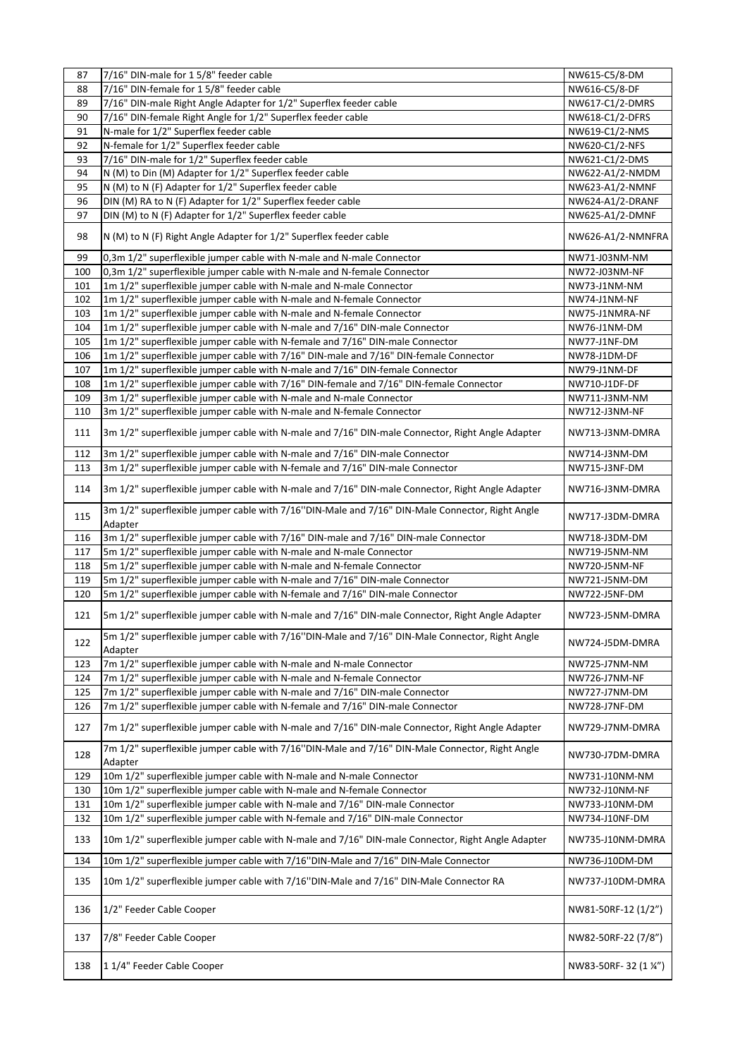| 87 | 7/16" DIN-male for 1 5/8" feeder cable | NW615-C5/8-DM |
|---|---|---|
| 88 | 7/16" DIN-female for 1 5/8" feeder cable | NW616-C5/8-DF |
| 89 | 7/16" DIN-male Right Angle Adapter for 1/2" Superflex feeder cable | NW617-C1/2-DMRS |
| 90 | 7/16" DIN-female Right Angle for 1/2" Superflex feeder cable | NW618-C1/2-DFRS |
| 91 | N-male for 1/2" Superflex feeder cable | NW619-C1/2-NMS |
| 92 | N-female for 1/2" Superflex feeder cable | NW620-C1/2-NFS |
| 93 | 7/16" DIN-male for 1/2" Superflex feeder cable | NW621-C1/2-DMS |
| 94 | N (M) to Din (M) Adapter for 1/2" Superflex feeder cable | NW622-A1/2-NMDM |
| 95 | N (M) to N (F) Adapter for 1/2" Superflex feeder cable | NW623-A1/2-NMNF |
| 96 | DIN (M) RA to N (F) Adapter for 1/2" Superflex feeder cable | NW624-A1/2-DRANF |
| 97 | DIN (M) to N (F) Adapter for 1/2" Superflex feeder cable | NW625-A1/2-DMNF |
| 98 | N (M) to N (F) Right Angle Adapter for 1/2" Superflex feeder cable | NW626-A1/2-NMNFRA |
| 99 | 0,3m 1/2" superflexible jumper cable with N-male and N-male Connector | NW71-J03NM-NM |
| 100 | 0,3m 1/2" superflexible jumper cable with N-male and N-female Connector | NW72-J03NM-NF |
| 101 | 1m 1/2" superflexible jumper cable with N-male and N-male Connector | NW73-J1NM-NM |
| 102 | 1m 1/2" superflexible jumper cable with N-male and N-female Connector | NW74-J1NM-NF |
| 103 | 1m 1/2" superflexible jumper cable with N-male and N-female Connector | NW75-J1NMRA-NF |
| 104 | 1m 1/2" superflexible jumper cable with N-male and 7/16" DIN-male Connector | NW76-J1NM-DM |
| 105 | 1m 1/2" superflexible jumper cable with N-female and 7/16" DIN-male Connector | NW77-J1NF-DM |
| 106 | 1m 1/2" superflexible jumper cable with 7/16" DIN-male and 7/16" DIN-female Connector | NW78-J1DM-DF |
| 107 | 1m 1/2" superflexible jumper cable with N-male and 7/16" DIN-female Connector | NW79-J1NM-DF |
| 108 | 1m 1/2" superflexible jumper cable with 7/16" DIN-female and 7/16" DIN-female Connector | NW710-J1DF-DF |
| 109 | 3m 1/2" superflexible jumper cable with N-male and N-male Connector | NW711-J3NM-NM |
| 110 | 3m 1/2" superflexible jumper cable with N-male and N-female Connector | NW712-J3NM-NF |
| 111 | 3m 1/2" superflexible jumper cable with N-male and 7/16" DIN-male Connector, Right Angle Adapter | NW713-J3NM-DMRA |
| 112 | 3m 1/2" superflexible jumper cable with N-male and 7/16" DIN-male Connector | NW714-J3NM-DM |
| 113 | 3m 1/2" superflexible jumper cable with N-female and 7/16" DIN-male Connector | NW715-J3NF-DM |
| 114 | 3m 1/2" superflexible jumper cable with N-male and 7/16" DIN-male Connector, Right Angle Adapter | NW716-J3NM-DMRA |
| 115 | 3m 1/2" superflexible jumper cable with 7/16''DIN-Male and 7/16" DIN-Male Connector, Right Angle Adapter | NW717-J3DM-DMRA |
| 116 | 3m 1/2" superflexible jumper cable with 7/16" DIN-male and 7/16" DIN-male Connector | NW718-J3DM-DM |
| 117 | 5m 1/2" superflexible jumper cable with N-male and N-male Connector | NW719-J5NM-NM |
| 118 | 5m 1/2" superflexible jumper cable with N-male and N-female Connector | NW720-J5NM-NF |
| 119 | 5m 1/2" superflexible jumper cable with N-male and 7/16" DIN-male Connector | NW721-J5NM-DM |
| 120 | 5m 1/2" superflexible jumper cable with N-female and 7/16" DIN-male Connector | NW722-J5NF-DM |
| 121 | 5m 1/2" superflexible jumper cable with N-male and 7/16" DIN-male Connector, Right Angle Adapter | NW723-J5NM-DMRA |
| 122 | 5m 1/2" superflexible jumper cable with 7/16''DIN-Male and 7/16" DIN-Male Connector, Right Angle Adapter | NW724-J5DM-DMRA |
| 123 | 7m 1/2" superflexible jumper cable with N-male and N-male Connector | NW725-J7NM-NM |
| 124 | 7m 1/2" superflexible jumper cable with N-male and N-female Connector | NW726-J7NM-NF |
| 125 | 7m 1/2" superflexible jumper cable with N-male and 7/16" DIN-male Connector | NW727-J7NM-DM |
| 126 | 7m 1/2" superflexible jumper cable with N-female and 7/16" DIN-male Connector | NW728-J7NF-DM |
| 127 | 7m 1/2" superflexible jumper cable with N-male and 7/16" DIN-male Connector, Right Angle Adapter | NW729-J7NM-DMRA |
| 128 | 7m 1/2" superflexible jumper cable with 7/16''DIN-Male and 7/16" DIN-Male Connector, Right Angle Adapter | NW730-J7DM-DMRA |
| 129 | 10m 1/2" superflexible jumper cable with N-male and N-male Connector | NW731-J10NM-NM |
| 130 | 10m 1/2" superflexible jumper cable with N-male and N-female Connector | NW732-J10NM-NF |
| 131 | 10m 1/2" superflexible jumper cable with N-male and 7/16" DIN-male Connector | NW733-J10NM-DM |
| 132 | 10m 1/2" superflexible jumper cable with N-female and 7/16" DIN-male Connector | NW734-J10NF-DM |
| 133 | 10m 1/2" superflexible jumper cable with N-male and 7/16" DIN-male Connector, Right Angle Adapter | NW735-J10NM-DMRA |
| 134 | 10m 1/2" superflexible jumper cable with 7/16''DIN-Male and 7/16" DIN-Male Connector | NW736-J10DM-DM |
| 135 | 10m 1/2" superflexible jumper cable with 7/16''DIN-Male and 7/16" DIN-Male Connector RA | NW737-J10DM-DMRA |
| 136 | 1/2" Feeder Cable Cooper | NW81-50RF-12 (1/2") |
| 137 | 7/8" Feeder Cable Cooper | NW82-50RF-22 (7/8") |
| 138 | 1 1/4" Feeder Cable Cooper | NW83-50RF- 32 (1 ¼") |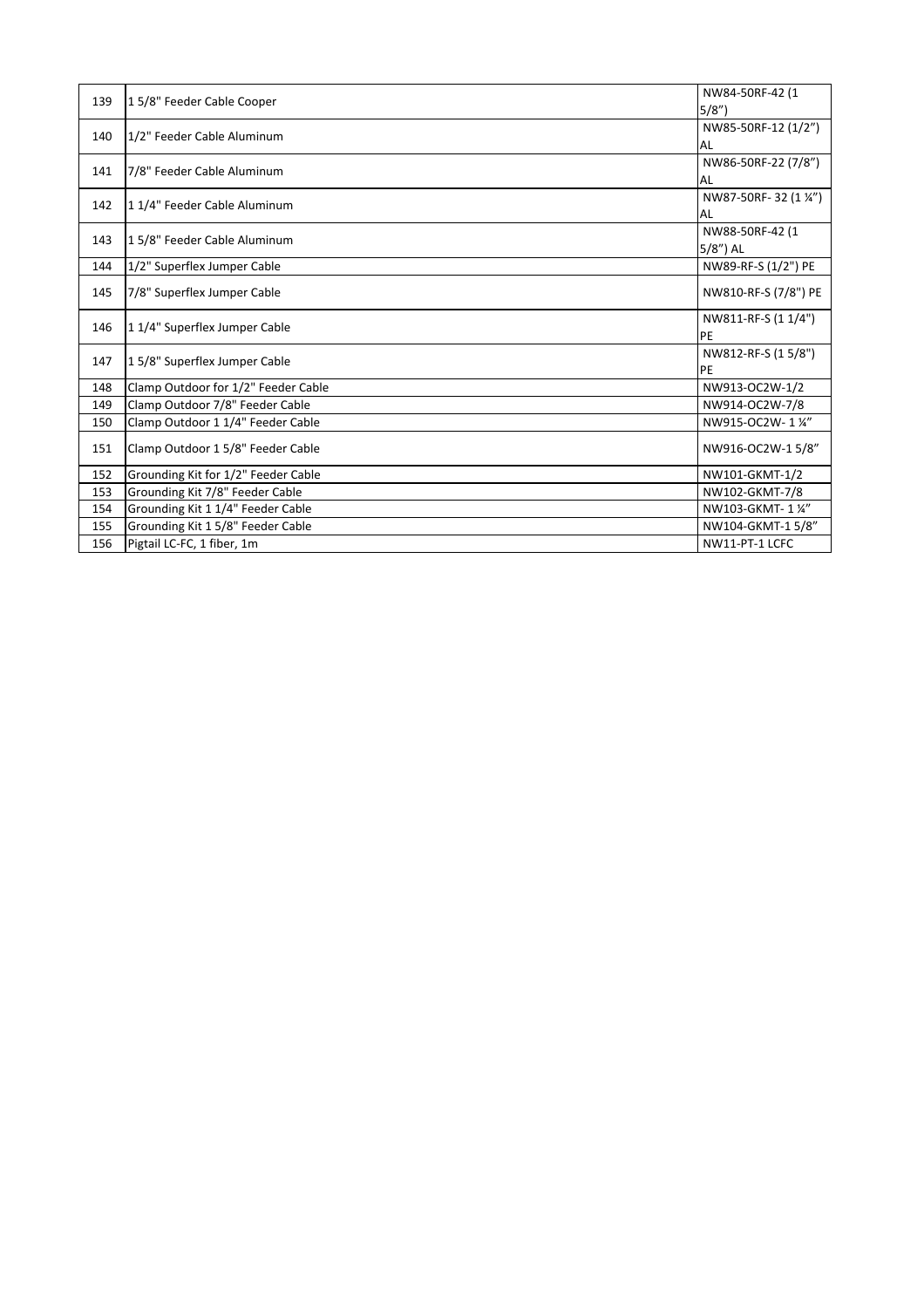| | | |
|---|---|---|
| 139 | 1 5/8" Feeder Cable Cooper | NW84-50RF-42 (1 5/8") |
| 140 | 1/2" Feeder Cable Aluminum | NW85-50RF-12 (1/2") AL |
| 141 | 7/8" Feeder Cable Aluminum | NW86-50RF-22 (7/8") AL |
| 142 | 1 1/4" Feeder Cable Aluminum | NW87-50RF- 32 (1 ¼") AL |
| 143 | 1 5/8" Feeder Cable Aluminum | NW88-50RF-42 (1 5/8") AL |
| 144 | 1/2" Superflex Jumper Cable | NW89-RF-S (1/2") PE |
| 145 | 7/8" Superflex Jumper Cable | NW810-RF-S (7/8") PE |
| 146 | 1 1/4" Superflex Jumper Cable | NW811-RF-S (1 1/4") PE |
| 147 | 1 5/8" Superflex Jumper Cable | NW812-RF-S (1 5/8") PE |
| 148 | Clamp Outdoor for 1/2" Feeder Cable | NW913-OC2W-1/2 |
| 149 | Clamp Outdoor 7/8" Feeder Cable | NW914-OC2W-7/8 |
| 150 | Clamp Outdoor 1 1/4" Feeder Cable | NW915-OC2W- 1 ¼" |
| 151 | Clamp Outdoor 1 5/8" Feeder Cable | NW916-OC2W-1 5/8" |
| 152 | Grounding Kit for 1/2" Feeder Cable | NW101-GKMT-1/2 |
| 153 | Grounding Kit 7/8" Feeder Cable | NW102-GKMT-7/8 |
| 154 | Grounding Kit 1 1/4" Feeder Cable | NW103-GKMT- 1 ¼" |
| 155 | Grounding Kit 1 5/8" Feeder Cable | NW104-GKMT-1 5/8" |
| 156 | Pigtail LC-FC, 1 fiber, 1m | NW11-PT-1 LCFC |